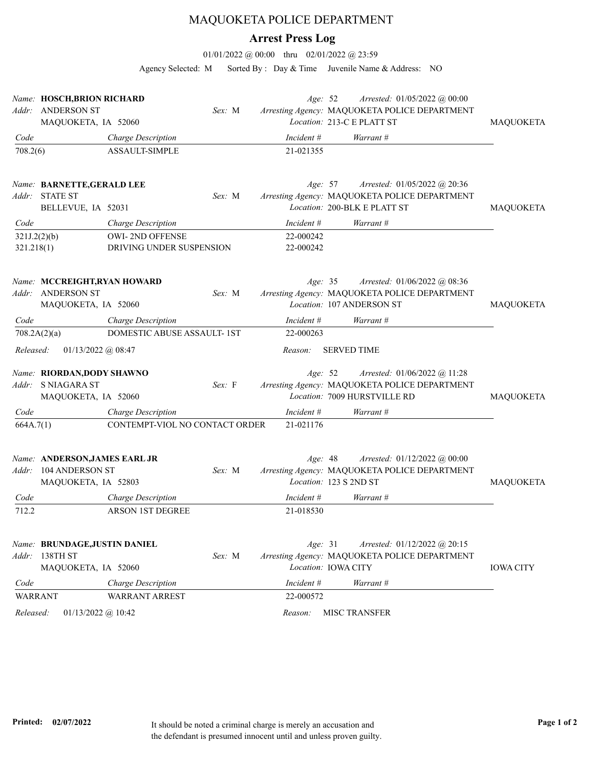# MAQUOKETA POLICE DEPARTMENT

## Arrest Press Log

01/01/2022 @ 00:00 thru 02/01/2022 @ 23:59

Agency Selected: M Sorted By : Day & Time Juvenile Name & Address: NO

---

*Name:* **HOSCH,BRION RICHARD**
*Addr:* ANDERSON ST
MAQUOKETA, IA 52060
*Sex:* M
*Age:* 52 *Arrested:* 01/05/2022 @ 00:00
*Arresting Agency:* MAQUOKETA POLICE DEPARTMENT
*Location:* 213-C E PLATT ST MAQUOKETA

| Code | Charge Description | Incident # | Warrant # |
|---|---|---|---|
| 708.2(6) | ASSAULT-SIMPLE | 21-021355 | |

---

*Name:* **BARNETTE,GERALD LEE**
*Addr:* STATE ST
BELLEVUE, IA 52031
*Sex:* M
*Age:* 57 *Arrested:* 01/05/2022 @ 20:36
*Arresting Agency:* MAQUOKETA POLICE DEPARTMENT
*Location:* 200-BLK E PLATT ST MAQUOKETA

| Code | Charge Description | Incident # | Warrant # |
|---|---|---|---|
| 321J.2(2)(b) | OWI- 2ND OFFENSE | 22-000242 | |
| 321.218(1) | DRIVING UNDER SUSPENSION | 22-000242 | |

---

*Name:* **MCCREIGHT,RYAN HOWARD**
*Addr:* ANDERSON ST
MAQUOKETA, IA 52060
*Sex:* M
*Age:* 35 *Arrested:* 01/06/2022 @ 08:36
*Arresting Agency:* MAQUOKETA POLICE DEPARTMENT
*Location:* 107 ANDERSON ST MAQUOKETA

| Code | Charge Description | Incident # | Warrant # |
|---|---|---|---|
| 708.2A(2)(a) | DOMESTIC ABUSE ASSAULT- 1ST | 22-000263 | |

*Released:* 01/13/2022 @ 08:47 *Reason:* SERVED TIME

---

*Name:* **RIORDAN,DODY SHAWNO**
*Addr:* S NIAGARA ST
MAQUOKETA, IA 52060
*Sex:* F
*Age:* 52 *Arrested:* 01/06/2022 @ 11:28
*Arresting Agency:* MAQUOKETA POLICE DEPARTMENT
*Location:* 7009 HURSTVILLE RD MAQUOKETA

| Code | Charge Description | Incident # | Warrant # |
|---|---|---|---|
| 664A.7(1) | CONTEMPT-VIOL NO CONTACT ORDER | 21-021176 | |

---

*Name:* **ANDERSON,JAMES EARL JR**
*Addr:* 104 ANDERSON ST
MAQUOKETA, IA 52803
*Sex:* M
*Age:* 48 *Arrested:* 01/12/2022 @ 00:00
*Arresting Agency:* MAQUOKETA POLICE DEPARTMENT
*Location:* 123 S 2ND ST MAQUOKETA

| Code | Charge Description | Incident # | Warrant # |
|---|---|---|---|
| 712.2 | ARSON 1ST DEGREE | 21-018530 | |

---

*Name:* **BRUNDAGE,JUSTIN DANIEL**
*Addr:* 138TH ST
MAQUOKETA, IA 52060
*Sex:* M
*Age:* 31 *Arrested:* 01/12/2022 @ 20:15
*Arresting Agency:* MAQUOKETA POLICE DEPARTMENT
*Location:* IOWA CITY IOWA CITY

| Code | Charge Description | Incident # | Warrant # |
|---|---|---|---|
| WARRANT | WARRANT ARREST | 22-000572 | |

*Released:* 01/13/2022 @ 10:42 *Reason:* MISC TRANSFER

---

**Printed: 02/07/2022**

It should be noted a criminal charge is merely an accusation and the defendant is presumed innocent until and unless proven guilty.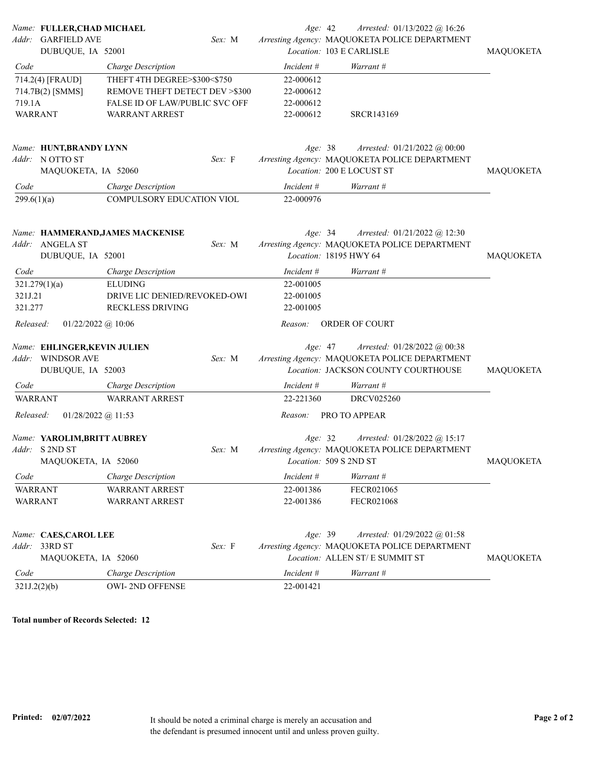**Name:** **FULLER,CHAD MICHAEL** | *Age:* 42 | *Arrested:* 01/13/2022 @ 16:26
*Addr:* GARFIELD AVE, DUBUQUE, IA 52001 | *Sex:* M | *Arresting Agency:* MAQUOKETA POLICE DEPARTMENT | *Location:* 103 E CARLISLE | MAQUOKETA

| Code | Charge Description | Incident # | Warrant # |
|---|---|---|---|
| 714.2(4) [FRAUD] | THEFT 4TH DEGREE>$300<$750 | 22-000612 | |
| 714.7B(2) [SMMS] | REMOVE THEFT DETECT DEV >$300 | 22-000612 | |
| 719.1A | FALSE ID OF LAW/PUBLIC SVC OFF | 22-000612 | |
| WARRANT | WARRANT ARREST | 22-000612 | SRCR143169 |

**Name:** **HUNT,BRANDY LYNN** | *Age:* 38 | *Arrested:* 01/21/2022 @ 00:00
*Addr:* N OTTO ST, MAQUOKETA, IA 52060 | *Sex:* F | *Arresting Agency:* MAQUOKETA POLICE DEPARTMENT | *Location:* 200 E LOCUST ST | MAQUOKETA

| Code | Charge Description | Incident # | Warrant # |
|---|---|---|---|
| 299.6(1)(a) | COMPULSORY EDUCATION VIOL | 22-000976 | |

**Name:** **HAMMERAND,JAMES MACKENISE** | *Age:* 34 | *Arrested:* 01/21/2022 @ 12:30
*Addr:* ANGELA ST, DUBUQUE, IA 52001 | *Sex:* M | *Arresting Agency:* MAQUOKETA POLICE DEPARTMENT | *Location:* 18195 HWY 64 | MAQUOKETA

| Code | Charge Description | Incident # | Warrant # |
|---|---|---|---|
| 321.279(1)(a) | ELUDING | 22-001005 | |
| 321J.21 | DRIVE LIC DENIED/REVOKED-OWI | 22-001005 | |
| 321.277 | RECKLESS DRIVING | 22-001005 | |

*Released:* 01/22/2022 @ 10:06 | *Reason:* ORDER OF COURT

**Name:** **EHLINGER,KEVIN JULIEN** | *Age:* 47 | *Arrested:* 01/28/2022 @ 00:38
*Addr:* WINDSOR AVE, DUBUQUE, IA 52003 | *Sex:* M | *Arresting Agency:* MAQUOKETA POLICE DEPARTMENT | *Location:* JACKSON COUNTY COURTHOUSE | MAQUOKETA

| Code | Charge Description | Incident # | Warrant # |
|---|---|---|---|
| WARRANT | WARRANT ARREST | 22-221360 | DRCV025260 |

*Released:* 01/28/2022 @ 11:53 | *Reason:* PRO TO APPEAR

**Name:** **YAROLIM,BRITT AUBREY** | *Age:* 32 | *Arrested:* 01/28/2022 @ 15:17
*Addr:* S 2ND ST, MAQUOKETA, IA 52060 | *Sex:* M | *Arresting Agency:* MAQUOKETA POLICE DEPARTMENT | *Location:* 509 S 2ND ST | MAQUOKETA

| Code | Charge Description | Incident # | Warrant # |
|---|---|---|---|
| WARRANT | WARRANT ARREST | 22-001386 | FECR021065 |
| WARRANT | WARRANT ARREST | 22-001386 | FECR021068 |

**Name:** **CAES,CAROL LEE** | *Age:* 39 | *Arrested:* 01/29/2022 @ 01:58
*Addr:* 33RD ST, MAQUOKETA, IA 52060 | *Sex:* F | *Arresting Agency:* MAQUOKETA POLICE DEPARTMENT | *Location:* ALLEN ST/ E SUMMIT ST | MAQUOKETA

| Code | Charge Description | Incident # | Warrant # |
|---|---|---|---|
| 321J.2(2)(b) | OWI- 2ND OFFENSE | 22-001421 | |

**Total number of Records Selected: 12**

**Printed: 02/07/2022**

It should be noted a criminal charge is merely an accusation and the defendant is presumed innocent until and unless proven guilty.